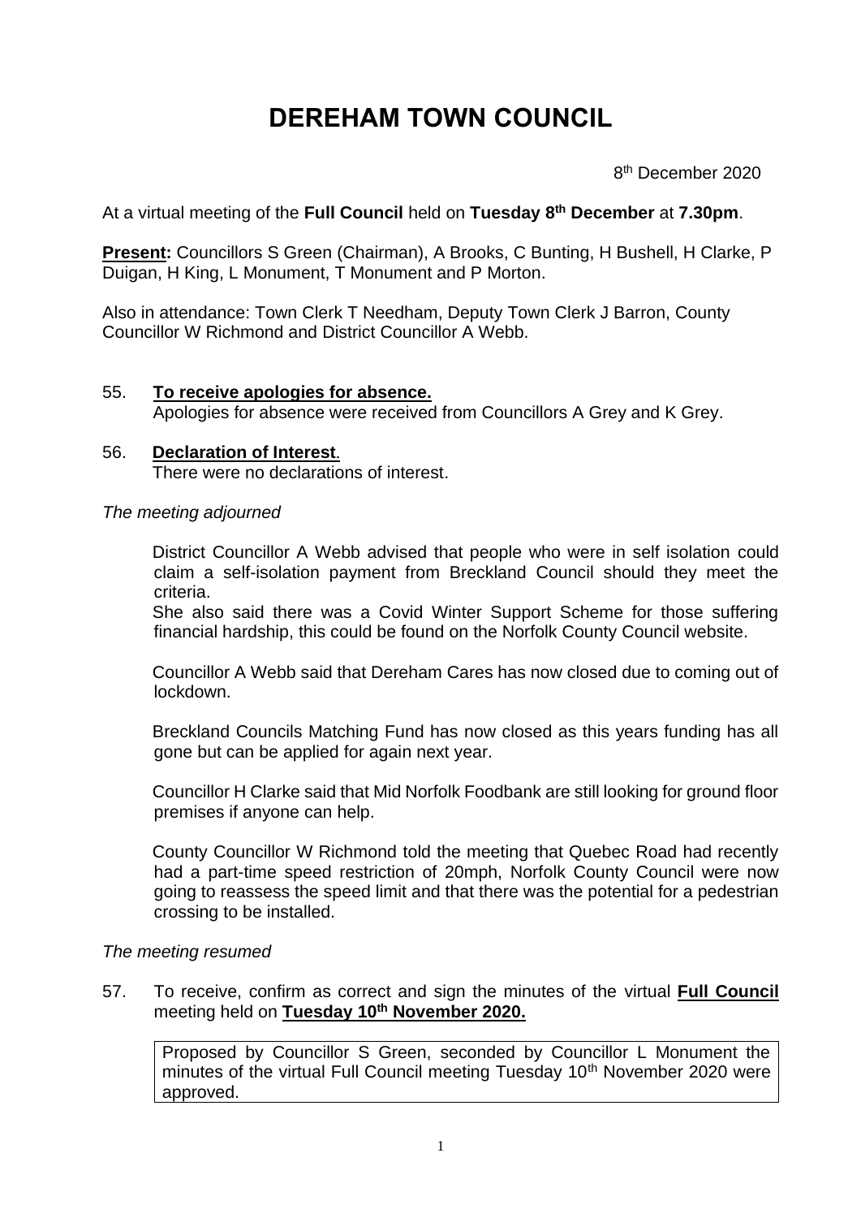# DEREHAM TOWN COUNCIL

8th December 2020

At a virtual meeting of the **Full Council** held on **Tuesday 8th December** at **7.30pm**.

**Present:** Councillors S Green (Chairman), A Brooks, C Bunting, H Bushell, H Clarke, P Duigan, H King, L Monument, T Monument and P Morton.

Also in attendance: Town Clerk T Needham, Deputy Town Clerk J Barron, County Councillor W Richmond and District Councillor A Webb.

55. **To receive apologies for absence.**
    Apologies for absence were received from Councillors A Grey and K Grey.

56. **Declaration of Interest**.
    There were no declarations of interest.

*The meeting adjourned*

District Councillor A Webb advised that people who were in self isolation could claim a self-isolation payment from Breckland Council should they meet the criteria.
She also said there was a Covid Winter Support Scheme for those suffering financial hardship, this could be found on the Norfolk County Council website.

Councillor A Webb said that Dereham Cares has now closed due to coming out of lockdown.

Breckland Councils Matching Fund has now closed as this years funding has all gone but can be applied for again next year.

Councillor H Clarke said that Mid Norfolk Foodbank are still looking for ground floor premises if anyone can help.

County Councillor W Richmond told the meeting that Quebec Road had recently had a part-time speed restriction of 20mph, Norfolk County Council were now going to reassess the speed limit and that there was the potential for a pedestrian crossing to be installed.

*The meeting resumed*

57. To receive, confirm as correct and sign the minutes of the virtual **Full Council** meeting held on **Tuesday 10th November 2020.**

| Proposed by Councillor S Green, seconded by Councillor L Monument the minutes of the virtual Full Council meeting Tuesday 10th November 2020 were approved. |
|---|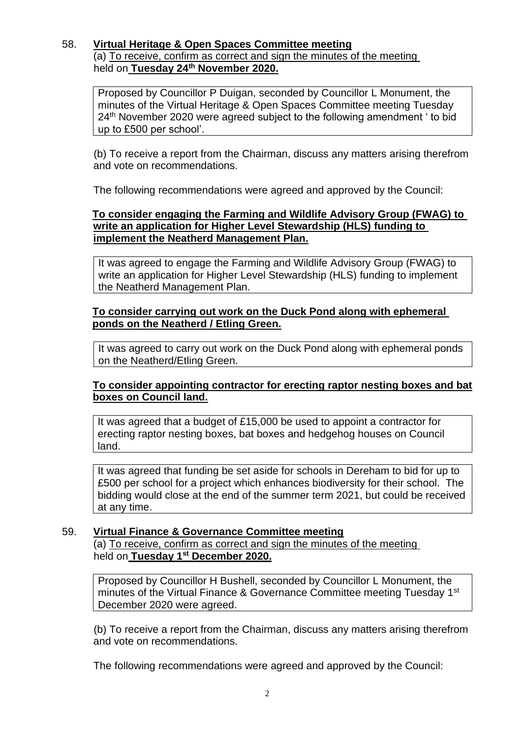58. **Virtual Heritage & Open Spaces Committee meeting**

(a) To receive, confirm as correct and sign the minutes of the meeting held on **Tuesday 24th November 2020.**

> Proposed by Councillor P Duigan, seconded by Councillor L Monument, the minutes of the Virtual Heritage & Open Spaces Committee meeting Tuesday 24th November 2020 were agreed subject to the following amendment ' to bid up to £500 per school'.

(b) To receive a report from the Chairman, discuss any matters arising therefrom and vote on recommendations.

The following recommendations were agreed and approved by the Council:

**To consider engaging the Farming and Wildlife Advisory Group (FWAG) to write an application for Higher Level Stewardship (HLS) funding to implement the Neatherd Management Plan.**

> It was agreed to engage the Farming and Wildlife Advisory Group (FWAG) to write an application for Higher Level Stewardship (HLS) funding to implement the Neatherd Management Plan.

**To consider carrying out work on the Duck Pond along with ephemeral ponds on the Neatherd / Etling Green.**

> It was agreed to carry out work on the Duck Pond along with ephemeral ponds on the Neatherd/Etling Green.

**To consider appointing contractor for erecting raptor nesting boxes and bat boxes on Council land.**

> It was agreed that a budget of £15,000 be used to appoint a contractor for erecting raptor nesting boxes, bat boxes and hedgehog houses on Council land.

> It was agreed that funding be set aside for schools in Dereham to bid for up to £500 per school for a project which enhances biodiversity for their school. The bidding would close at the end of the summer term 2021, but could be received at any time.

59. **Virtual Finance & Governance Committee meeting**

(a) To receive, confirm as correct and sign the minutes of the meeting held on **Tuesday 1st December 2020.**

> Proposed by Councillor H Bushell, seconded by Councillor L Monument, the minutes of the Virtual Finance & Governance Committee meeting Tuesday 1st December 2020 were agreed.

(b) To receive a report from the Chairman, discuss any matters arising therefrom and vote on recommendations.

The following recommendations were agreed and approved by the Council: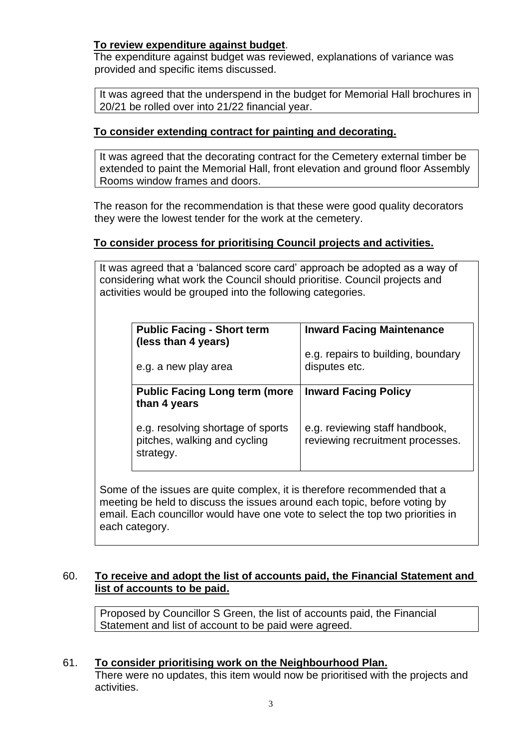**To review expenditure against budget**.

The expenditure against budget was reviewed, explanations of variance was provided and specific items discussed.

It was agreed that the underspend in the budget for Memorial Hall brochures in 20/21 be rolled over into 21/22 financial year.

**To consider extending contract for painting and decorating.**

It was agreed that the decorating contract for the Cemetery external timber be extended to paint the Memorial Hall, front elevation and ground floor Assembly Rooms window frames and doors.

The reason for the recommendation is that these were good quality decorators they were the lowest tender for the work at the cemetery.

**To consider process for prioritising Council projects and activities.**

It was agreed that a 'balanced score card' approach be adopted as a way of considering what work the Council should prioritise. Council projects and activities would be grouped into the following categories.

| **Public Facing - Short term (less than 4 years)**<br><br>e.g. a new play area | **Inward Facing Maintenance**<br><br>e.g. repairs to building, boundary disputes etc. |
|---|---|
| **Public Facing Long term (more than 4 years**<br><br>e.g. resolving shortage of sports pitches, walking and cycling strategy. | **Inward Facing Policy**<br><br>e.g. reviewing staff handbook, reviewing recruitment processes. |

Some of the issues are quite complex, it is therefore recommended that a meeting be held to discuss the issues around each topic, before voting by email. Each councillor would have one vote to select the top two priorities in each category.

60. **To receive and adopt the list of accounts paid, the Financial Statement and list of accounts to be paid.**

Proposed by Councillor S Green, the list of accounts paid, the Financial Statement and list of account to be paid were agreed.

61. **To consider prioritising work on the Neighbourhood Plan.**

There were no updates, this item would now be prioritised with the projects and activities.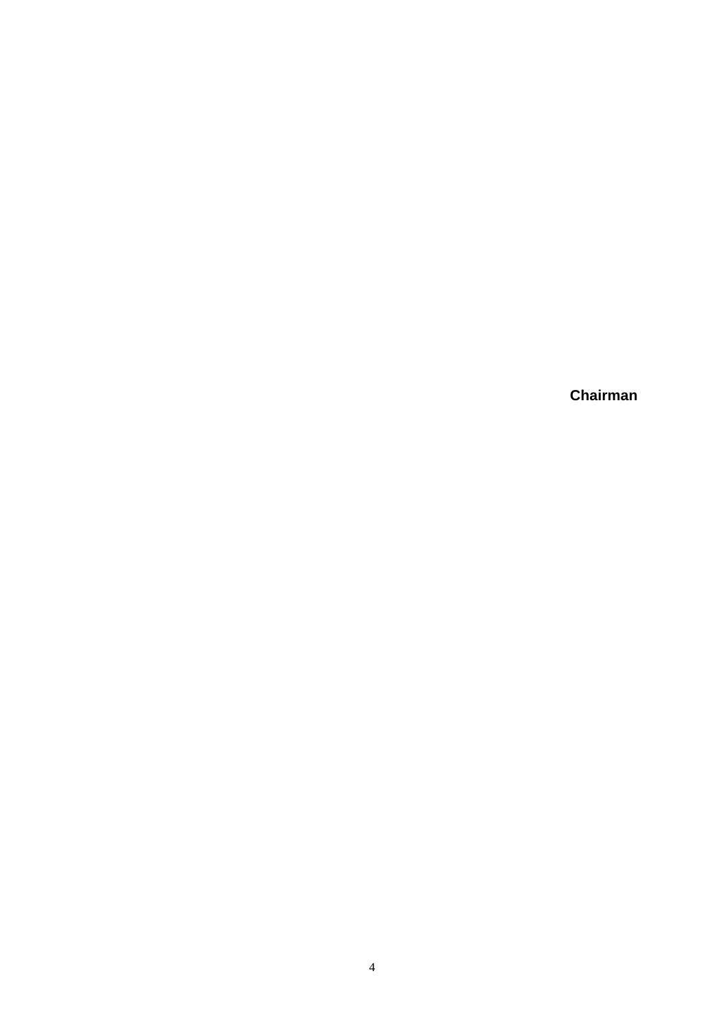**Chairman**